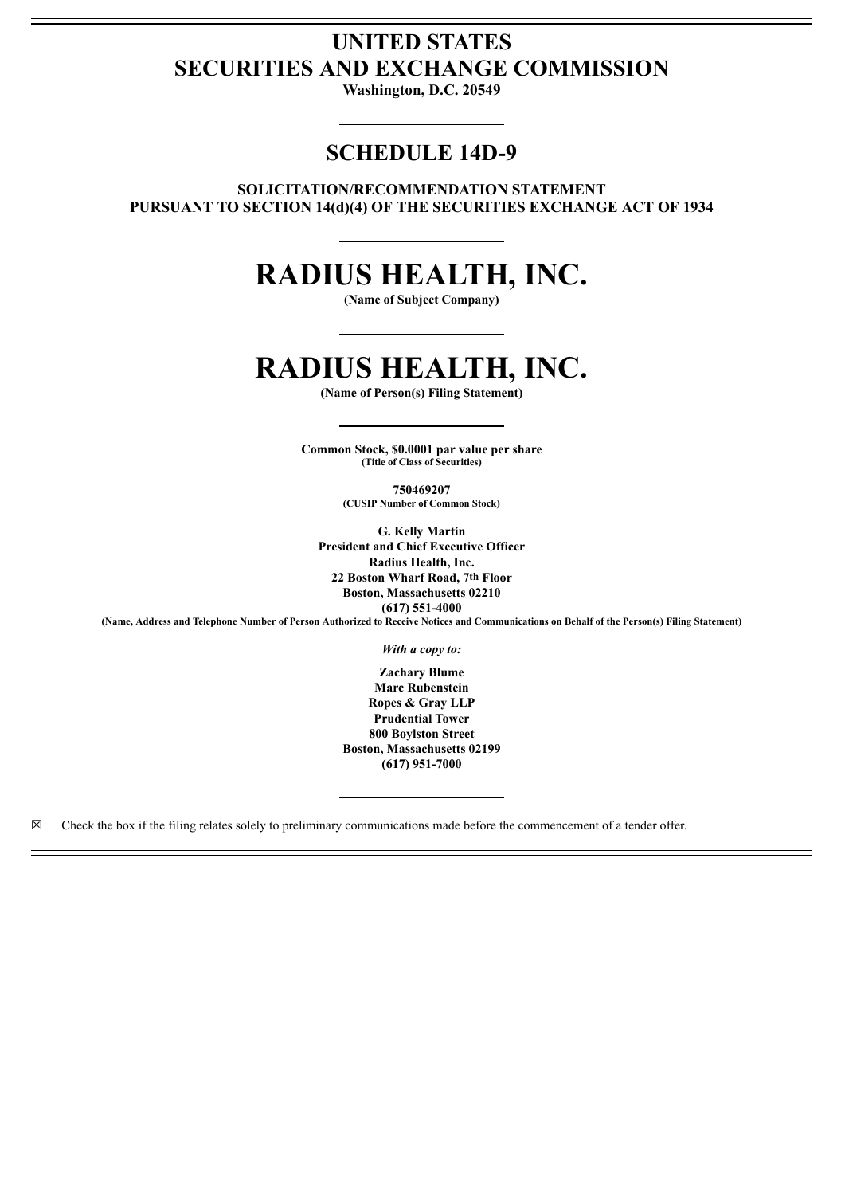# UNITED STATES
# SECURITIES AND EXCHANGE COMMISSION

**Washington, D.C. 20549**

## SCHEDULE 14D-9

**SOLICITATION/RECOMMENDATION STATEMENT**
**PURSUANT TO SECTION 14(d)(4) OF THE SECURITIES EXCHANGE ACT OF 1934**

# RADIUS HEALTH, INC.

**(Name of Subject Company)**

# RADIUS HEALTH, INC.

**(Name of Person(s) Filing Statement)**

**Common Stock, $0.0001 par value per share**
**(Title of Class of Securities)**

**750469207**
**(CUSIP Number of Common Stock)**

**G. Kelly Martin**
**President and Chief Executive Officer**
**Radius Health, Inc.**
**22 Boston Wharf Road, 7th Floor**
**Boston, Massachusetts 02210**
**(617) 551-4000**
**(Name, Address and Telephone Number of Person Authorized to Receive Notices and Communications on Behalf of the Person(s) Filing Statement)**

*With a copy to:*

**Zachary Blume**
**Marc Rubenstein**
**Ropes & Gray LLP**
**Prudential Tower**
**800 Boylston Street**
**Boston, Massachusetts 02199**
**(617) 951-7000**

☒ Check the box if the filing relates solely to preliminary communications made before the commencement of a tender offer.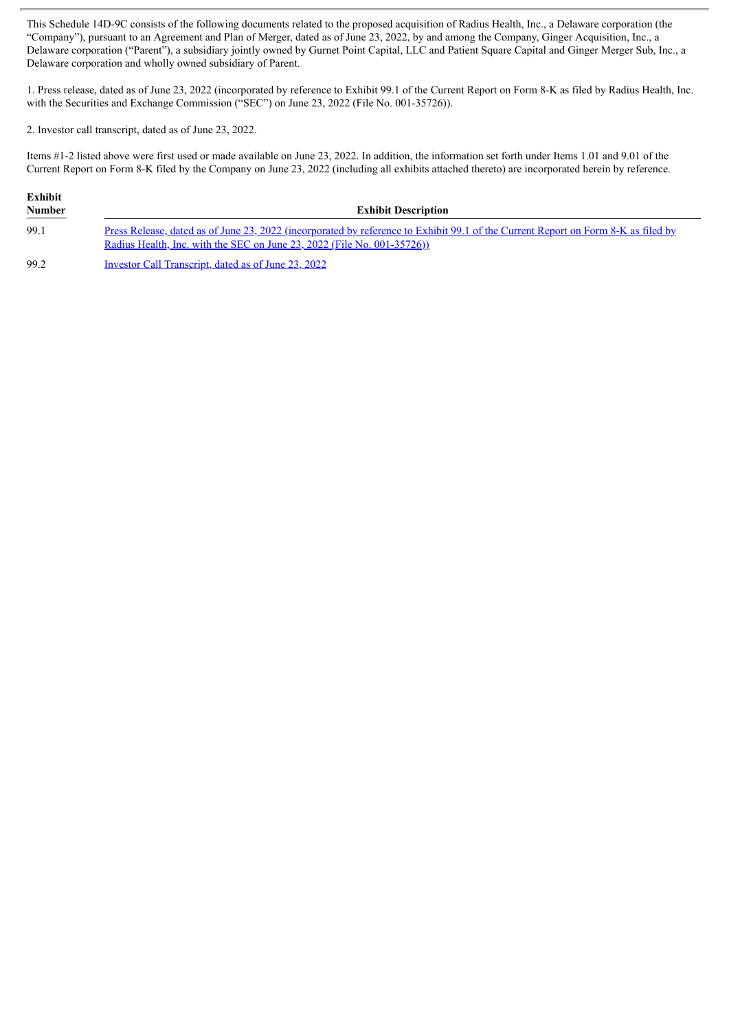This Schedule 14D-9C consists of the following documents related to the proposed acquisition of Radius Health, Inc., a Delaware corporation (the "Company"), pursuant to an Agreement and Plan of Merger, dated as of June 23, 2022, by and among the Company, Ginger Acquisition, Inc., a Delaware corporation ("Parent"), a subsidiary jointly owned by Gurnet Point Capital, LLC and Patient Square Capital and Ginger Merger Sub, Inc., a Delaware corporation and wholly owned subsidiary of Parent.

1. Press release, dated as of June 23, 2022 (incorporated by reference to Exhibit 99.1 of the Current Report on Form 8-K as filed by Radius Health, Inc. with the Securities and Exchange Commission ("SEC") on June 23, 2022 (File No. 001-35726)).

2. Investor call transcript, dated as of June 23, 2022.

Items #1-2 listed above were first used or made available on June 23, 2022. In addition, the information set forth under Items 1.01 and 9.01 of the Current Report on Form 8-K filed by the Company on June 23, 2022 (including all exhibits attached thereto) are incorporated herein by reference.

| Exhibit Number | Exhibit Description |
|---|---|
| 99.1 | Press Release, dated as of June 23, 2022 (incorporated by reference to Exhibit 99.1 of the Current Report on Form 8-K as filed by Radius Health, Inc. with the SEC on June 23, 2022 (File No. 001-35726)) |
| 99.2 | Investor Call Transcript, dated as of June 23, 2022 |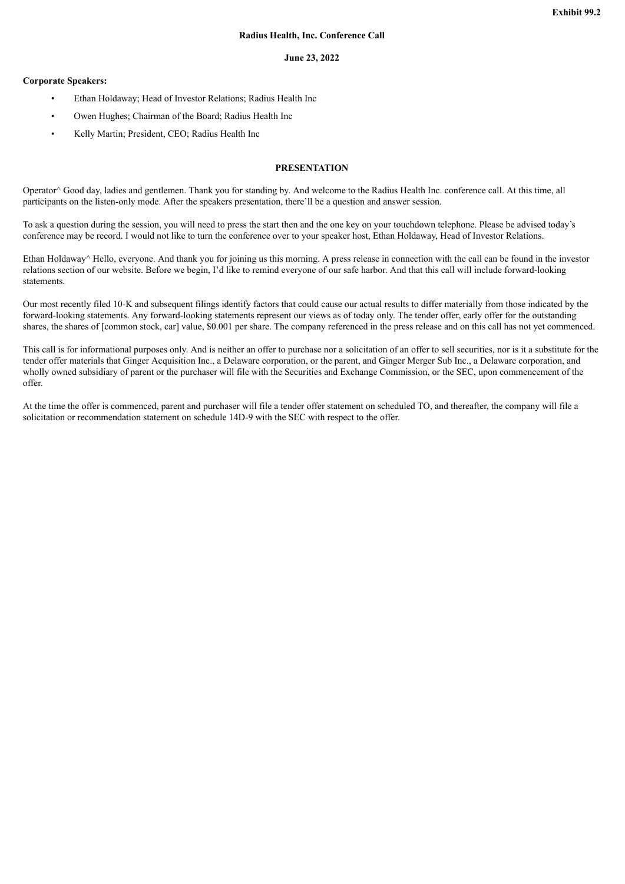**Exhibit 99.2**

**Radius Health, Inc. Conference Call**

**June 23, 2022**

**Corporate Speakers:**

- Ethan Holdaway; Head of Investor Relations; Radius Health Inc
- Owen Hughes; Chairman of the Board; Radius Health Inc
- Kelly Martin; President, CEO; Radius Health Inc

## PRESENTATION

Operator^ Good day, ladies and gentlemen. Thank you for standing by. And welcome to the Radius Health Inc. conference call. At this time, all participants on the listen-only mode. After the speakers presentation, there'll be a question and answer session.

To ask a question during the session, you will need to press the start then and the one key on your touchdown telephone. Please be advised today's conference may be record. I would not like to turn the conference over to your speaker host, Ethan Holdaway, Head of Investor Relations.

Ethan Holdaway^ Hello, everyone. And thank you for joining us this morning. A press release in connection with the call can be found in the investor relations section of our website. Before we begin, I'd like to remind everyone of our safe harbor. And that this call will include forward-looking statements.

Our most recently filed 10-K and subsequent filings identify factors that could cause our actual results to differ materially from those indicated by the forward-looking statements. Any forward-looking statements represent our views as of today only. The tender offer, early offer for the outstanding shares, the shares of [common stock, car] value, $0.001 per share. The company referenced in the press release and on this call has not yet commenced.

This call is for informational purposes only. And is neither an offer to purchase nor a solicitation of an offer to sell securities, nor is it a substitute for the tender offer materials that Ginger Acquisition Inc., a Delaware corporation, or the parent, and Ginger Merger Sub Inc., a Delaware corporation, and wholly owned subsidiary of parent or the purchaser will file with the Securities and Exchange Commission, or the SEC, upon commencement of the offer.

At the time the offer is commenced, parent and purchaser will file a tender offer statement on scheduled TO, and thereafter, the company will file a solicitation or recommendation statement on schedule 14D-9 with the SEC with respect to the offer.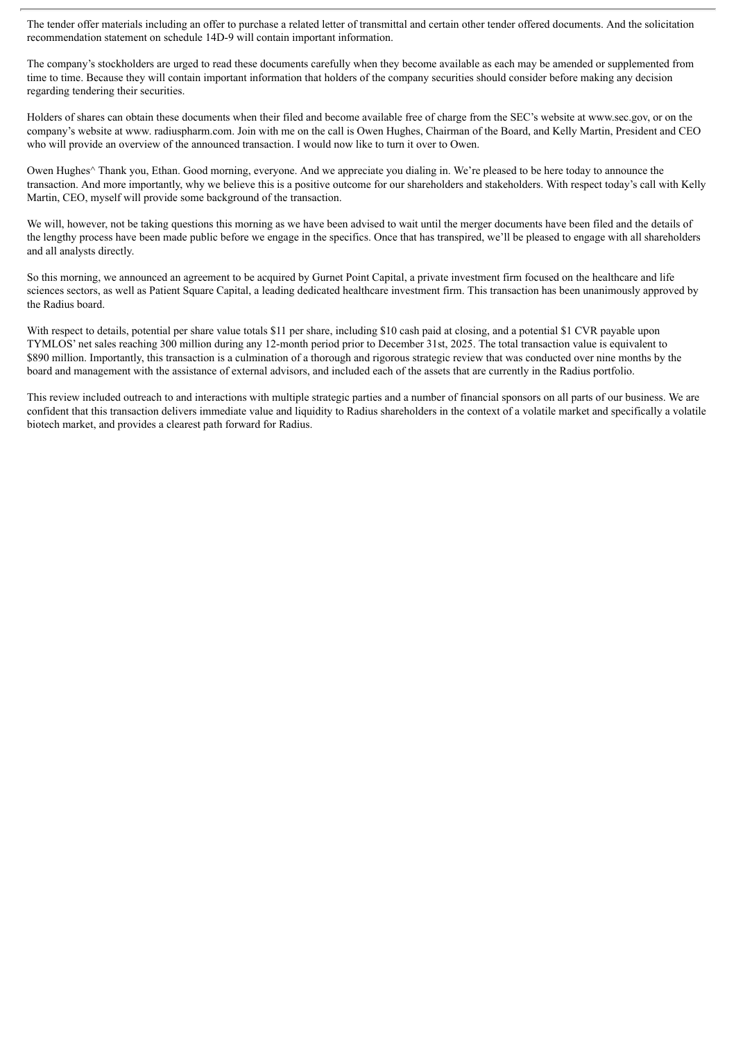The tender offer materials including an offer to purchase a related letter of transmittal and certain other tender offered documents. And the solicitation recommendation statement on schedule 14D-9 will contain important information.

The company's stockholders are urged to read these documents carefully when they become available as each may be amended or supplemented from time to time. Because they will contain important information that holders of the company securities should consider before making any decision regarding tendering their securities.

Holders of shares can obtain these documents when their filed and become available free of charge from the SEC's website at www.sec.gov, or on the company's website at www. radiuspharm.com. Join with me on the call is Owen Hughes, Chairman of the Board, and Kelly Martin, President and CEO who will provide an overview of the announced transaction. I would now like to turn it over to Owen.

Owen Hughes^ Thank you, Ethan. Good morning, everyone. And we appreciate you dialing in. We're pleased to be here today to announce the transaction. And more importantly, why we believe this is a positive outcome for our shareholders and stakeholders. With respect today's call with Kelly Martin, CEO, myself will provide some background of the transaction.

We will, however, not be taking questions this morning as we have been advised to wait until the merger documents have been filed and the details of the lengthy process have been made public before we engage in the specifics. Once that has transpired, we'll be pleased to engage with all shareholders and all analysts directly.

So this morning, we announced an agreement to be acquired by Gurnet Point Capital, a private investment firm focused on the healthcare and life sciences sectors, as well as Patient Square Capital, a leading dedicated healthcare investment firm. This transaction has been unanimously approved by the Radius board.

With respect to details, potential per share value totals $11 per share, including $10 cash paid at closing, and a potential $1 CVR payable upon TYMLOS' net sales reaching 300 million during any 12-month period prior to December 31st, 2025. The total transaction value is equivalent to $890 million. Importantly, this transaction is a culmination of a thorough and rigorous strategic review that was conducted over nine months by the board and management with the assistance of external advisors, and included each of the assets that are currently in the Radius portfolio.

This review included outreach to and interactions with multiple strategic parties and a number of financial sponsors on all parts of our business. We are confident that this transaction delivers immediate value and liquidity to Radius shareholders in the context of a volatile market and specifically a volatile biotech market, and provides a clearest path forward for Radius.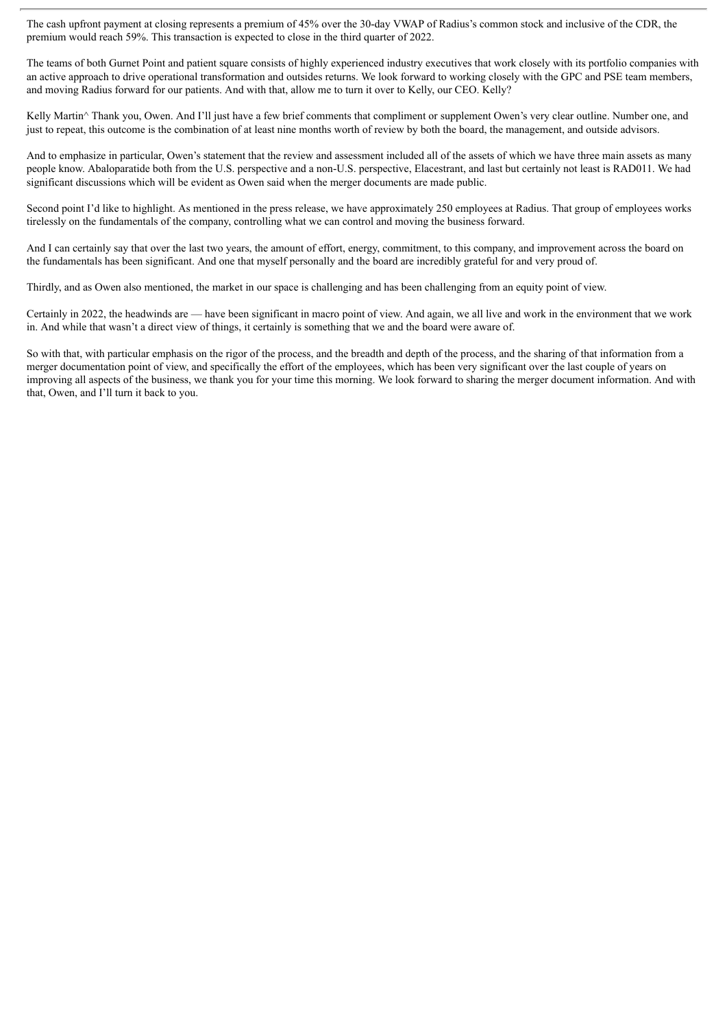The cash upfront payment at closing represents a premium of 45% over the 30-day VWAP of Radius's common stock and inclusive of the CDR, the premium would reach 59%. This transaction is expected to close in the third quarter of 2022.

The teams of both Gurnet Point and patient square consists of highly experienced industry executives that work closely with its portfolio companies with an active approach to drive operational transformation and outsides returns. We look forward to working closely with the GPC and PSE team members, and moving Radius forward for our patients. And with that, allow me to turn it over to Kelly, our CEO. Kelly?

Kelly Martin^ Thank you, Owen. And I'll just have a few brief comments that compliment or supplement Owen's very clear outline. Number one, and just to repeat, this outcome is the combination of at least nine months worth of review by both the board, the management, and outside advisors.

And to emphasize in particular, Owen's statement that the review and assessment included all of the assets of which we have three main assets as many people know. Abaloparatide both from the U.S. perspective and a non-U.S. perspective, Elacestrant, and last but certainly not least is RAD011. We had significant discussions which will be evident as Owen said when the merger documents are made public.

Second point I'd like to highlight. As mentioned in the press release, we have approximately 250 employees at Radius. That group of employees works tirelessly on the fundamentals of the company, controlling what we can control and moving the business forward.

And I can certainly say that over the last two years, the amount of effort, energy, commitment, to this company, and improvement across the board on the fundamentals has been significant. And one that myself personally and the board are incredibly grateful for and very proud of.

Thirdly, and as Owen also mentioned, the market in our space is challenging and has been challenging from an equity point of view.

Certainly in 2022, the headwinds are — have been significant in macro point of view. And again, we all live and work in the environment that we work in. And while that wasn't a direct view of things, it certainly is something that we and the board were aware of.

So with that, with particular emphasis on the rigor of the process, and the breadth and depth of the process, and the sharing of that information from a merger documentation point of view, and specifically the effort of the employees, which has been very significant over the last couple of years on improving all aspects of the business, we thank you for your time this morning. We look forward to sharing the merger document information. And with that, Owen, and I'll turn it back to you.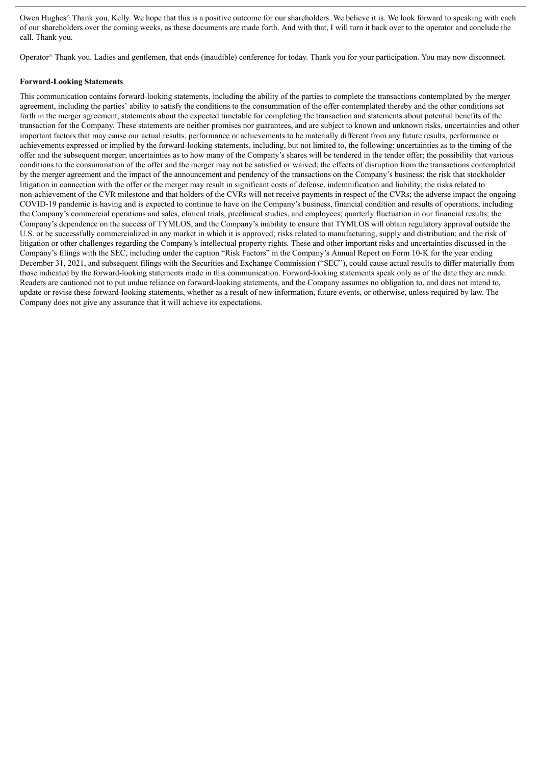Owen Hughes^ Thank you, Kelly. We hope that this is a positive outcome for our shareholders. We believe it is. We look forward to speaking with each of our shareholders over the coming weeks, as these documents are made forth. And with that, I will turn it back over to the operator and conclude the call. Thank you.

Operator^ Thank you. Ladies and gentlemen, that ends (inaudible) conference for today. Thank you for your participation. You may now disconnect.

**Forward-Looking Statements**

This communication contains forward-looking statements, including the ability of the parties to complete the transactions contemplated by the merger agreement, including the parties' ability to satisfy the conditions to the consummation of the offer contemplated thereby and the other conditions set forth in the merger agreement, statements about the expected timetable for completing the transaction and statements about potential benefits of the transaction for the Company. These statements are neither promises nor guarantees, and are subject to known and unknown risks, uncertainties and other important factors that may cause our actual results, performance or achievements to be materially different from any future results, performance or achievements expressed or implied by the forward-looking statements, including, but not limited to, the following: uncertainties as to the timing of the offer and the subsequent merger; uncertainties as to how many of the Company's shares will be tendered in the tender offer; the possibility that various conditions to the consummation of the offer and the merger may not be satisfied or waived; the effects of disruption from the transactions contemplated by the merger agreement and the impact of the announcement and pendency of the transactions on the Company's business; the risk that stockholder litigation in connection with the offer or the merger may result in significant costs of defense, indemnification and liability; the risks related to non-achievement of the CVR milestone and that holders of the CVRs will not receive payments in respect of the CVRs; the adverse impact the ongoing COVID-19 pandemic is having and is expected to continue to have on the Company's business, financial condition and results of operations, including the Company's commercial operations and sales, clinical trials, preclinical studies, and employees; quarterly fluctuation in our financial results; the Company's dependence on the success of TYMLOS, and the Company's inability to ensure that TYMLOS will obtain regulatory approval outside the U.S. or be successfully commercialized in any market in which it is approved; risks related to manufacturing, supply and distribution; and the risk of litigation or other challenges regarding the Company's intellectual property rights. These and other important risks and uncertainties discussed in the Company's filings with the SEC, including under the caption "Risk Factors" in the Company's Annual Report on Form 10-K for the year ending December 31, 2021, and subsequent filings with the Securities and Exchange Commission ("SEC"), could cause actual results to differ materially from those indicated by the forward-looking statements made in this communication. Forward-looking statements speak only as of the date they are made. Readers are cautioned not to put undue reliance on forward-looking statements, and the Company assumes no obligation to, and does not intend to, update or revise these forward-looking statements, whether as a result of new information, future events, or otherwise, unless required by law. The Company does not give any assurance that it will achieve its expectations.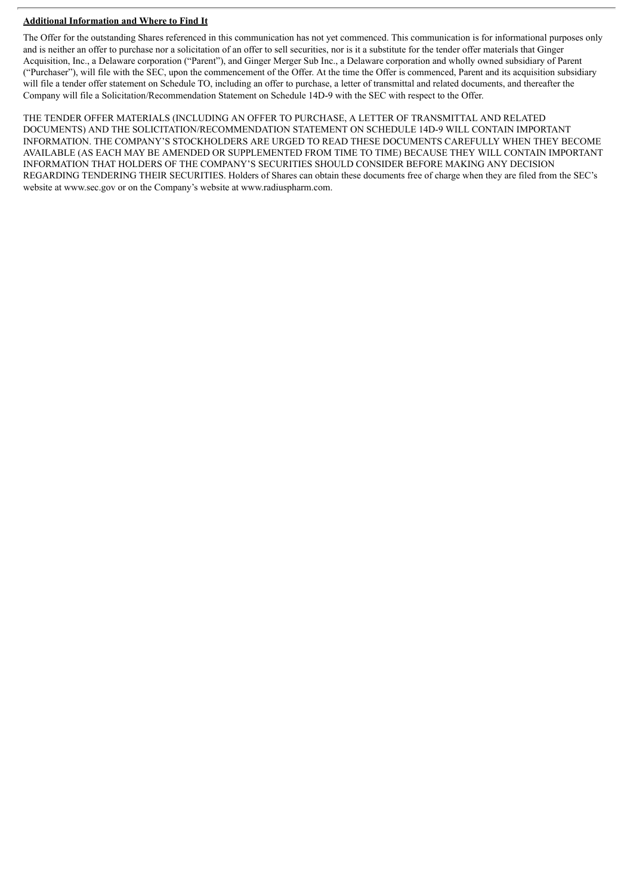**Additional Information and Where to Find It**

The Offer for the outstanding Shares referenced in this communication has not yet commenced. This communication is for informational purposes only and is neither an offer to purchase nor a solicitation of an offer to sell securities, nor is it a substitute for the tender offer materials that Ginger Acquisition, Inc., a Delaware corporation ("Parent"), and Ginger Merger Sub Inc., a Delaware corporation and wholly owned subsidiary of Parent ("Purchaser"), will file with the SEC, upon the commencement of the Offer. At the time the Offer is commenced, Parent and its acquisition subsidiary will file a tender offer statement on Schedule TO, including an offer to purchase, a letter of transmittal and related documents, and thereafter the Company will file a Solicitation/Recommendation Statement on Schedule 14D-9 with the SEC with respect to the Offer.

THE TENDER OFFER MATERIALS (INCLUDING AN OFFER TO PURCHASE, A LETTER OF TRANSMITTAL AND RELATED DOCUMENTS) AND THE SOLICITATION/RECOMMENDATION STATEMENT ON SCHEDULE 14D-9 WILL CONTAIN IMPORTANT INFORMATION. THE COMPANY'S STOCKHOLDERS ARE URGED TO READ THESE DOCUMENTS CAREFULLY WHEN THEY BECOME AVAILABLE (AS EACH MAY BE AMENDED OR SUPPLEMENTED FROM TIME TO TIME) BECAUSE THEY WILL CONTAIN IMPORTANT INFORMATION THAT HOLDERS OF THE COMPANY'S SECURITIES SHOULD CONSIDER BEFORE MAKING ANY DECISION REGARDING TENDERING THEIR SECURITIES. Holders of Shares can obtain these documents free of charge when they are filed from the SEC's website at www.sec.gov or on the Company's website at www.radiuspharm.com.